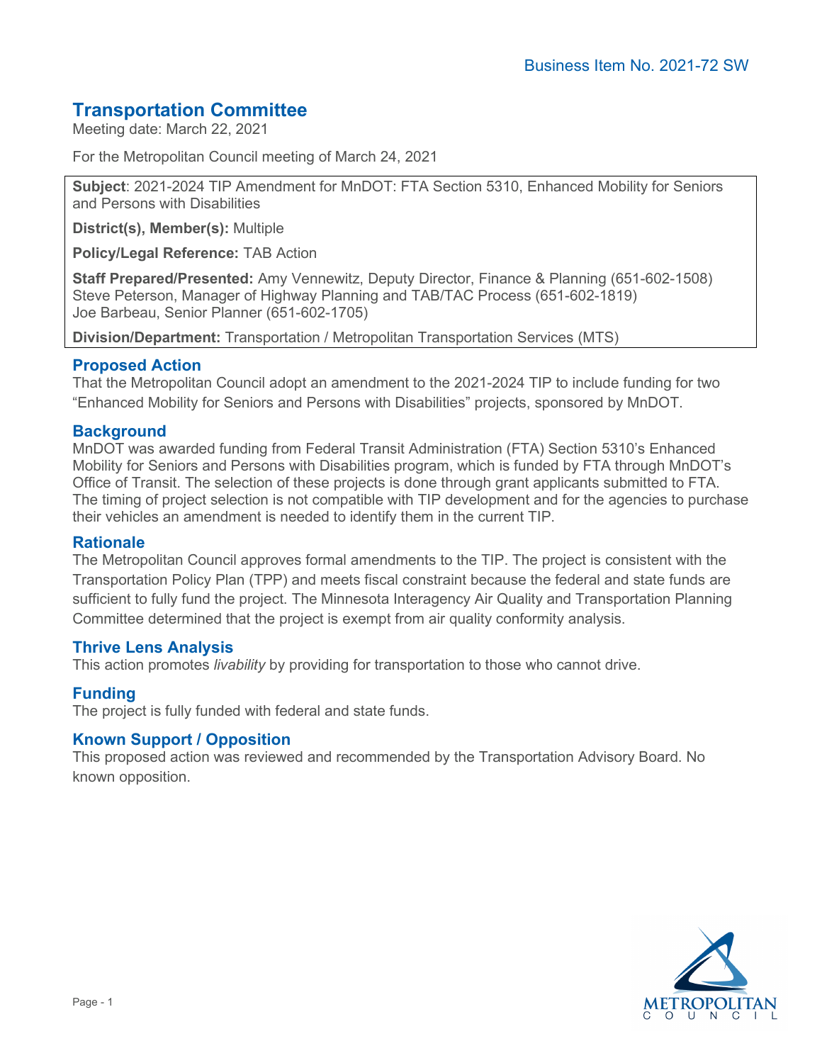Business Item No. 2021-72 SW

# Transportation Committee

Meeting date: March 22, 2021

For the Metropolitan Council meeting of March 24, 2021

**Subject**: 2021-2024 TIP Amendment for MnDOT: FTA Section 5310, Enhanced Mobility for Seniors and Persons with Disabilities

**District(s), Member(s):** Multiple

**Policy/Legal Reference:** TAB Action

**Staff Prepared/Presented:** Amy Vennewitz, Deputy Director, Finance & Planning (651-602-1508)
Steve Peterson, Manager of Highway Planning and TAB/TAC Process (651-602-1819)
Joe Barbeau, Senior Planner (651-602-1705)

**Division/Department:** Transportation / Metropolitan Transportation Services (MTS)

## Proposed Action

That the Metropolitan Council adopt an amendment to the 2021-2024 TIP to include funding for two "Enhanced Mobility for Seniors and Persons with Disabilities" projects, sponsored by MnDOT.

## Background

MnDOT was awarded funding from Federal Transit Administration (FTA) Section 5310's Enhanced Mobility for Seniors and Persons with Disabilities program, which is funded by FTA through MnDOT's Office of Transit. The selection of these projects is done through grant applicants submitted to FTA. The timing of project selection is not compatible with TIP development and for the agencies to purchase their vehicles an amendment is needed to identify them in the current TIP.

## Rationale

The Metropolitan Council approves formal amendments to the TIP. The project is consistent with the Transportation Policy Plan (TPP) and meets fiscal constraint because the federal and state funds are sufficient to fully fund the project. The Minnesota Interagency Air Quality and Transportation Planning Committee determined that the project is exempt from air quality conformity analysis.

## Thrive Lens Analysis

This action promotes *livability* by providing for transportation to those who cannot drive.

## Funding

The project is fully funded with federal and state funds.

## Known Support / Opposition

This proposed action was reviewed and recommended by the Transportation Advisory Board. No known opposition.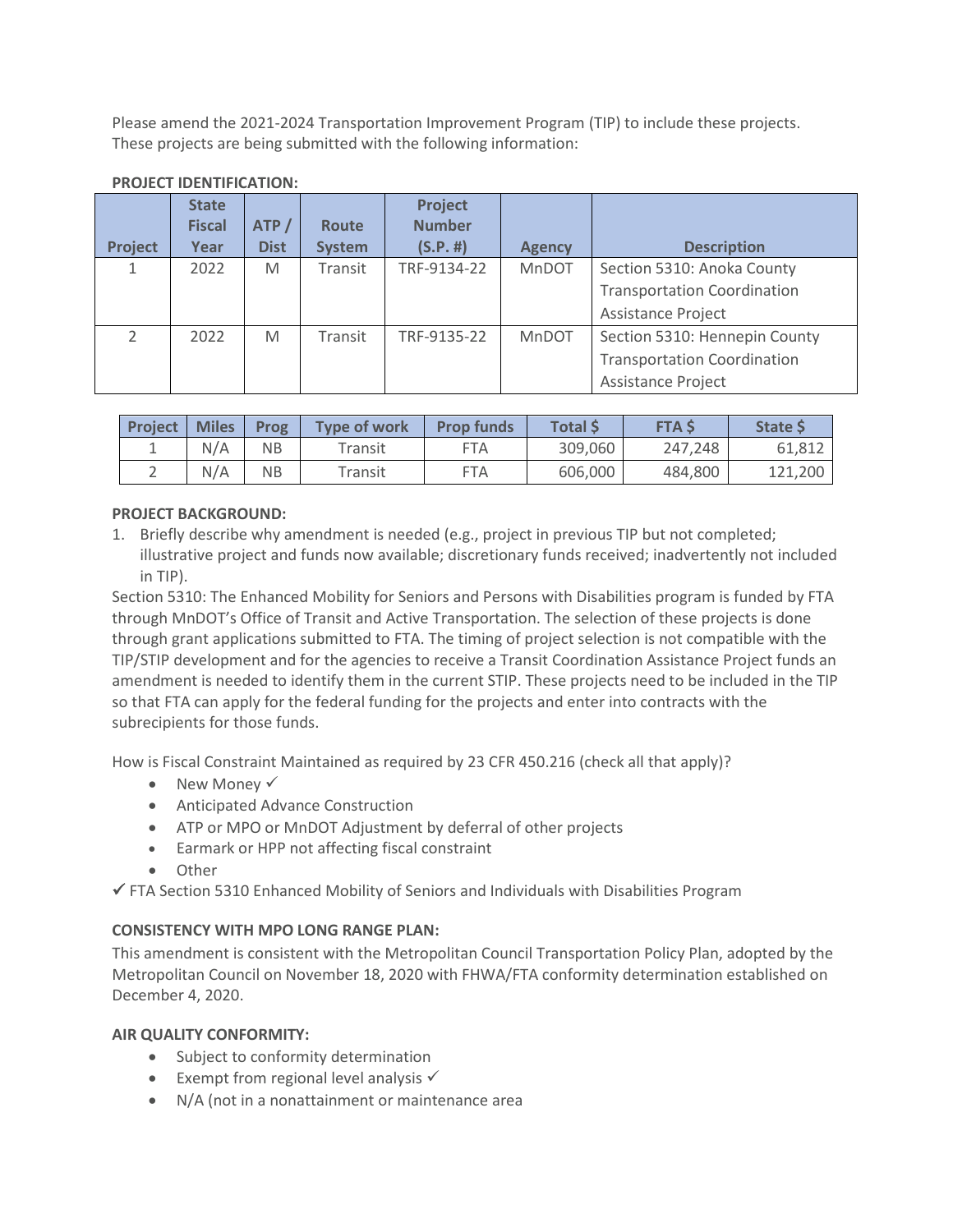Please amend the 2021-2024 Transportation Improvement Program (TIP) to include these projects. These projects are being submitted with the following information:

**PROJECT IDENTIFICATION:**

| Project | State Fiscal Year | ATP / Dist | Route System | Project Number (S.P. #) | Agency | Description |
|---|---|---|---|---|---|---|
| 1 | 2022 | M | Transit | TRF-9134-22 | MnDOT | Section 5310: Anoka County Transportation Coordination Assistance Project |
| 2 | 2022 | M | Transit | TRF-9135-22 | MnDOT | Section 5310: Hennepin County Transportation Coordination Assistance Project |

| Project | Miles | Prog | Type of work | Prop funds | Total $ | FTA $ | State $ |
|---|---|---|---|---|---|---|---|
| 1 | N/A | NB | Transit | FTA | 309,060 | 247,248 | 61,812 |
| 2 | N/A | NB | Transit | FTA | 606,000 | 484,800 | 121,200 |

**PROJECT BACKGROUND:**

1. Briefly describe why amendment is needed (e.g., project in previous TIP but not completed; illustrative project and funds now available; discretionary funds received; inadvertently not included in TIP).

Section 5310: The Enhanced Mobility for Seniors and Persons with Disabilities program is funded by FTA through MnDOT's Office of Transit and Active Transportation. The selection of these projects is done through grant applications submitted to FTA. The timing of project selection is not compatible with the TIP/STIP development and for the agencies to receive a Transit Coordination Assistance Project funds an amendment is needed to identify them in the current STIP. These projects need to be included in the TIP so that FTA can apply for the federal funding for the projects and enter into contracts with the subrecipients for those funds.

How is Fiscal Constraint Maintained as required by 23 CFR 450.216 (check all that apply)?

- New Money ✓
- Anticipated Advance Construction
- ATP or MPO or MnDOT Adjustment by deferral of other projects
- Earmark or HPP not affecting fiscal constraint
- Other

✓ FTA Section 5310 Enhanced Mobility of Seniors and Individuals with Disabilities Program

**CONSISTENCY WITH MPO LONG RANGE PLAN:**

This amendment is consistent with the Metropolitan Council Transportation Policy Plan, adopted by the Metropolitan Council on November 18, 2020 with FHWA/FTA conformity determination established on December 4, 2020.

**AIR QUALITY CONFORMITY:**

- Subject to conformity determination
- Exempt from regional level analysis ✓
- N/A (not in a nonattainment or maintenance area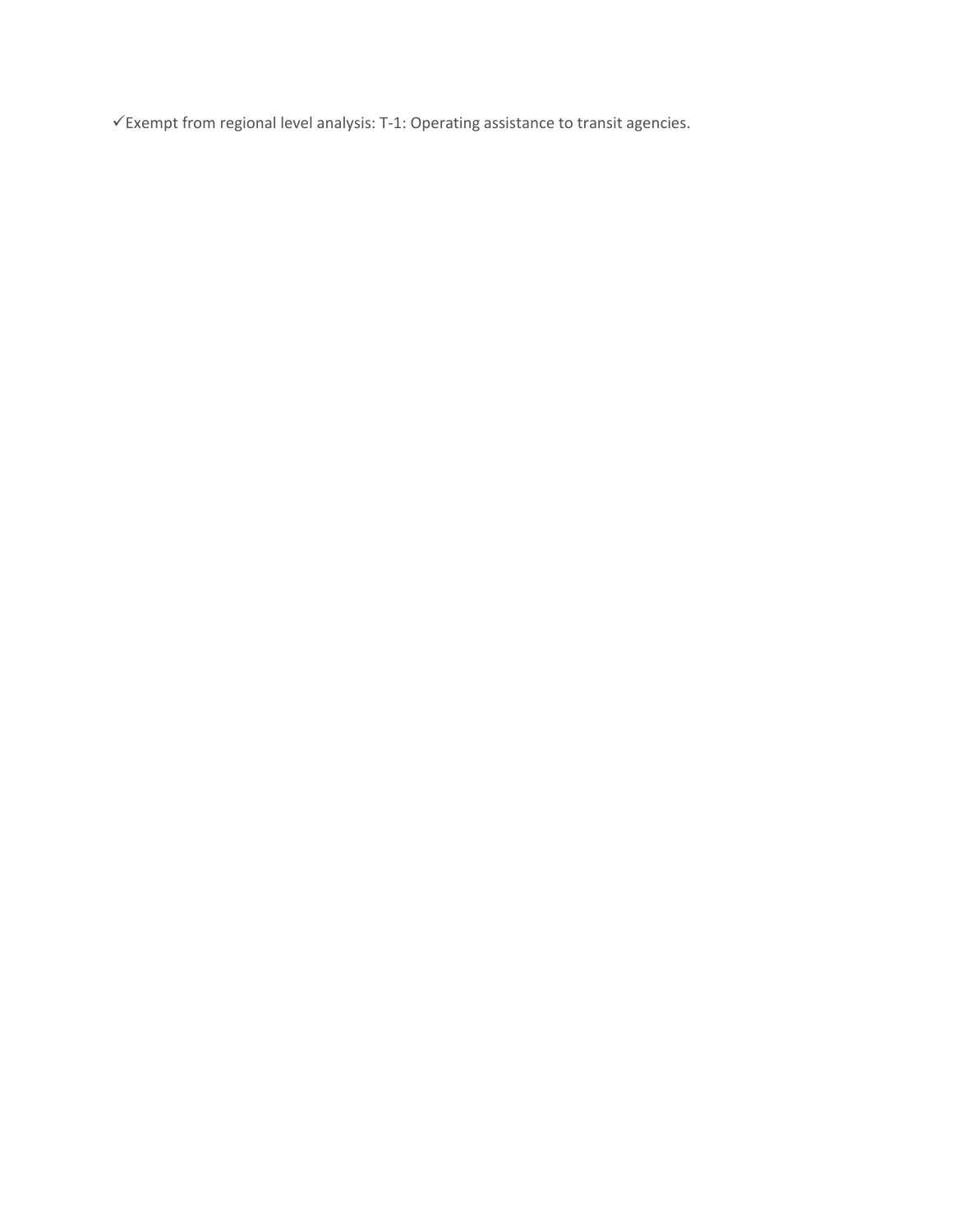✓Exempt from regional level analysis: T-1: Operating assistance to transit agencies.